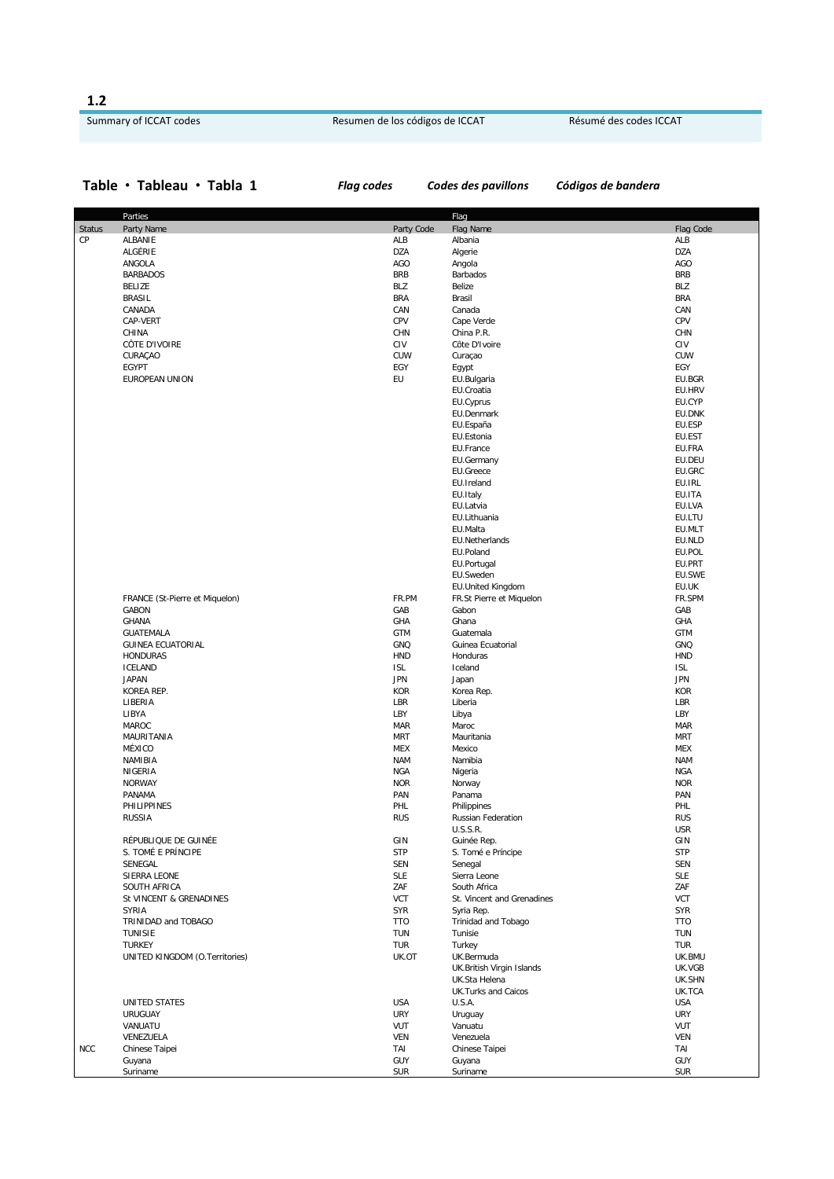## 1.2

Summary of ICCAT codes | Resumen de los códigos de ICCAT | Résumé des codes ICCAT

### Table • Tableau • Tabla 1 — *Flag codes* — *Codes des pavillons* — *Códigos de bandera*

| | Parties | | Flag | |
|---|---|---|---|---|
| Status | Party Name | Party Code | Flag Name | Flag Code |
| CP | ALBANIE | ALB | Albania | ALB |
| | ALGÉRIE | DZA | Algerie | DZA |
| | ANGOLA | AGO | Angola | AGO |
| | BARBADOS | BRB | Barbados | BRB |
| | BELIZE | BLZ | Belize | BLZ |
| | BRASIL | BRA | Brasil | BRA |
| | CANADA | CAN | Canada | CAN |
| | CAP-VERT | CPV | Cape Verde | CPV |
| | CHINA | CHN | China P.R. | CHN |
| | CÔTE D'IVOIRE | CIV | Côte D'Ivoire | CIV |
| | CURAÇAO | CUW | Curaçao | CUW |
| | EGYPT | EGY | Egypt | EGY |
| | EUROPEAN UNION | EU | EU.Bulgaria | EU.BGR |
| | | | EU.Croatia | EU.HRV |
| | | | EU.Cyprus | EU.CYP |
| | | | EU.Denmark | EU.DNK |
| | | | EU.España | EU.ESP |
| | | | EU.Estonia | EU.EST |
| | | | EU.France | EU.FRA |
| | | | EU.Germany | EU.DEU |
| | | | EU.Greece | EU.GRC |
| | | | EU.Ireland | EU.IRL |
| | | | EU.Italy | EU.ITA |
| | | | EU.Latvia | EU.LVA |
| | | | EU.Lithuania | EU.LTU |
| | | | EU.Malta | EU.MLT |
| | | | EU.Netherlands | EU.NLD |
| | | | EU.Poland | EU.POL |
| | | | EU.Portugal | EU.PRT |
| | | | EU.Sweden | EU.SWE |
| | | | EU.United Kingdom | EU.UK |
| | FRANCE (St-Pierre et Miquelon) | FR.PM | FR.St Pierre et Miquelon | FR.SPM |
| | GABON | GAB | Gabon | GAB |
| | GHANA | GHA | Ghana | GHA |
| | GUATEMALA | GTM | Guatemala | GTM |
| | GUINEA ECUATORIAL | GNQ | Guinea Ecuatorial | GNQ |
| | HONDURAS | HND | Honduras | HND |
| | ICELAND | ISL | Iceland | ISL |
| | JAPAN | JPN | Japan | JPN |
| | KOREA REP. | KOR | Korea Rep. | KOR |
| | LIBERIA | LBR | Liberia | LBR |
| | LIBYA | LBY | Libya | LBY |
| | MAROC | MAR | Maroc | MAR |
| | MAURITANIA | MRT | Mauritania | MRT |
| | MÉXICO | MEX | Mexico | MEX |
| | NAMIBIA | NAM | Namibia | NAM |
| | NIGERIA | NGA | Nigeria | NGA |
| | NORWAY | NOR | Norway | NOR |
| | PANAMA | PAN | Panama | PAN |
| | PHILIPPINES | PHL | Philippines | PHL |
| | RUSSIA | RUS | Russian Federation | RUS |
| | | | U.S.S.R. | USR |
| | RÉPUBLIQUE DE GUINÉE | GIN | Guinée Rep. | GIN |
| | S. TOMÉ E PRÍNCIPE | STP | S. Tomé e Príncipe | STP |
| | SENEGAL | SEN | Senegal | SEN |
| | SIERRA LEONE | SLE | Sierra Leone | SLE |
| | SOUTH AFRICA | ZAF | South Africa | ZAF |
| | St VINCENT & GRENADINES | VCT | St. Vincent and Grenadines | VCT |
| | SYRIA | SYR | Syria Rep. | SYR |
| | TRINIDAD and TOBAGO | TTO | Trinidad and Tobago | TTO |
| | TUNISIE | TUN | Tunisie | TUN |
| | TURKEY | TUR | Turkey | TUR |
| | UNITED KINGDOM (O.Territories) | UK.OT | UK.Bermuda | UK.BMU |
| | | | UK.British Virgin Islands | UK.VGB |
| | | | UK.Sta Helena | UK.SHN |
| | | | UK.Turks and Caicos | UK.TCA |
| | UNITED STATES | USA | U.S.A. | USA |
| | URUGUAY | URY | Uruguay | URY |
| | VANUATU | VUT | Vanuatu | VUT |
| | VENEZUELA | VEN | Venezuela | VEN |
| NCC | Chinese Taipei | TAI | Chinese Taipei | TAI |
| | Guyana | GUY | Guyana | GUY |
| | Suriname | SUR | Suriname | SUR |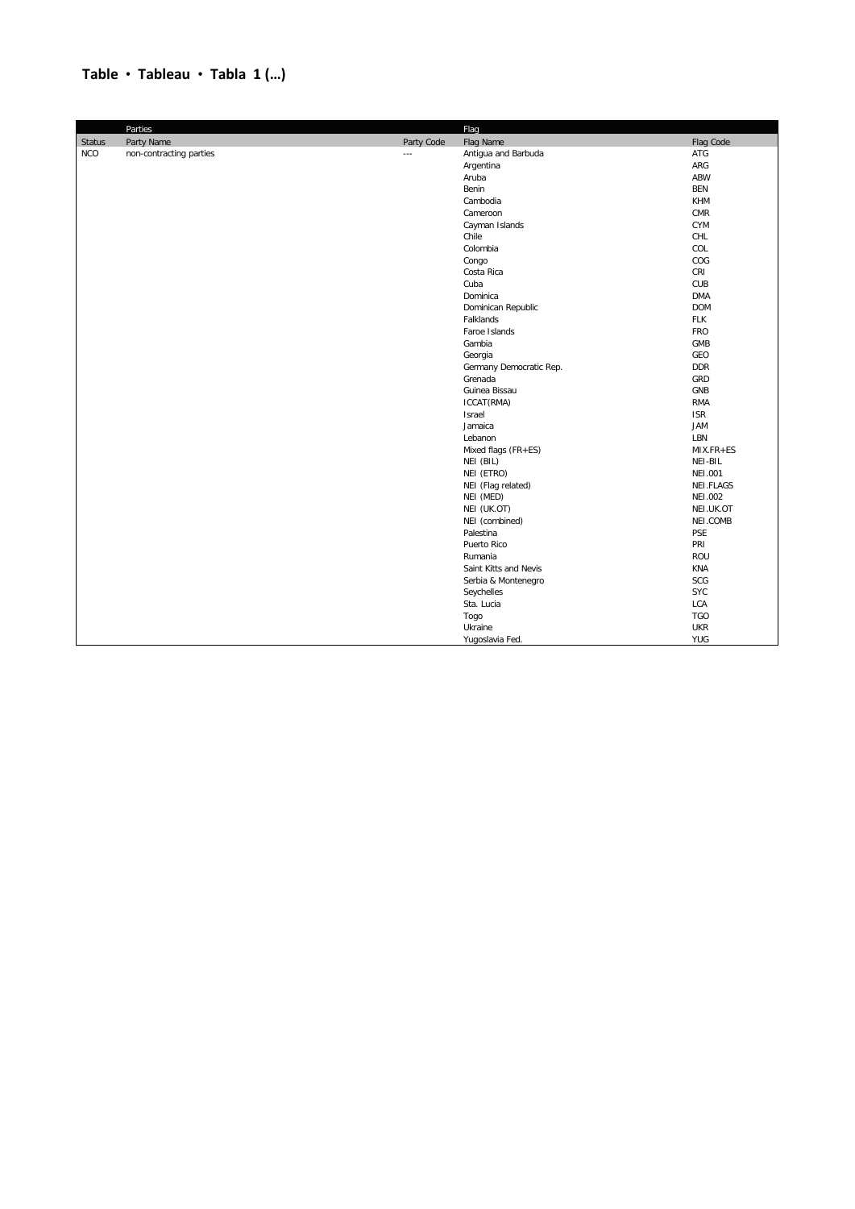**Table • Tableau • Tabla 1 (…)**

| Parties | | | Flag | |
|---|---|---|---|---|
| Status | Party Name | Party Code | Flag Name | Flag Code |
| NCO | non-contracting parties | --- | Antigua and Barbuda | ATG |
| | | | Argentina | ARG |
| | | | Aruba | ABW |
| | | | Benin | BEN |
| | | | Cambodia | KHM |
| | | | Cameroon | CMR |
| | | | Cayman Islands | CYM |
| | | | Chile | CHL |
| | | | Colombia | COL |
| | | | Congo | COG |
| | | | Costa Rica | CRI |
| | | | Cuba | CUB |
| | | | Dominica | DMA |
| | | | Dominican Republic | DOM |
| | | | Falklands | FLK |
| | | | Faroe Islands | FRO |
| | | | Gambia | GMB |
| | | | Georgia | GEO |
| | | | Germany Democratic Rep. | DDR |
| | | | Grenada | GRD |
| | | | Guinea Bissau | GNB |
| | | | ICCAT(RMA) | RMA |
| | | | Israel | ISR |
| | | | Jamaica | JAM |
| | | | Lebanon | LBN |
| | | | Mixed flags (FR+ES) | MIX.FR+ES |
| | | | NEI (BIL) | NEI-BIL |
| | | | NEI (ETRO) | NEI.001 |
| | | | NEI (Flag related) | NEI.FLAGS |
| | | | NEI (MED) | NEI.002 |
| | | | NEI (UK.OT) | NEI.UK.OT |
| | | | NEI (combined) | NEI.COMB |
| | | | Palestina | PSE |
| | | | Puerto Rico | PRI |
| | | | Rumania | ROU |
| | | | Saint Kitts and Nevis | KNA |
| | | | Serbia & Montenegro | SCG |
| | | | Seychelles | SYC |
| | | | Sta. Lucia | LCA |
| | | | Togo | TGO |
| | | | Ukraine | UKR |
| | | | Yugoslavia Fed. | YUG |